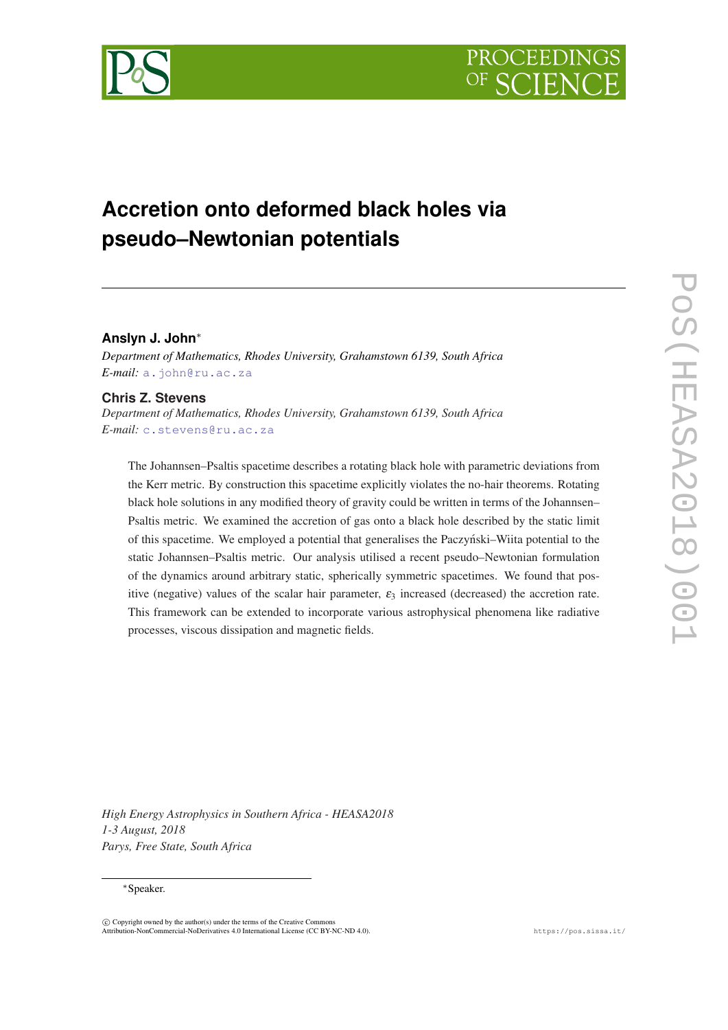# Accretion onto deformed black holes via pseudo–Newtonian potentials

**Anslyn J. John***

*Department of Mathematics, Rhodes University, Grahamstown 6139, South Africa*
*E-mail:* a.john@ru.ac.za

**Chris Z. Stevens**

*Department of Mathematics, Rhodes University, Grahamstown 6139, South Africa*
*E-mail:* c.stevens@ru.ac.za

The Johannsen–Psaltis spacetime describes a rotating black hole with parametric deviations from the Kerr metric. By construction this spacetime explicitly violates the no-hair theorems. Rotating black hole solutions in any modified theory of gravity could be written in terms of the Johannsen–Psaltis metric. We examined the accretion of gas onto a black hole described by the static limit of this spacetime. We employed a potential that generalises the Paczyński–Wiita potential to the static Johannsen–Psaltis metric. Our analysis utilised a recent pseudo–Newtonian formulation of the dynamics around arbitrary static, spherically symmetric spacetimes. We found that positive (negative) values of the scalar hair parameter, $\varepsilon_3$ increased (decreased) the accretion rate. This framework can be extended to incorporate various astrophysical phenomena like radiative processes, viscous dissipation and magnetic fields.

*High Energy Astrophysics in Southern Africa - HEASA2018*
*1-3 August, 2018*
*Parys, Free State, South Africa*

*Speaker.

© Copyright owned by the author(s) under the terms of the Creative Commons Attribution-NonCommercial-NoDerivatives 4.0 International License (CC BY-NC-ND 4.0).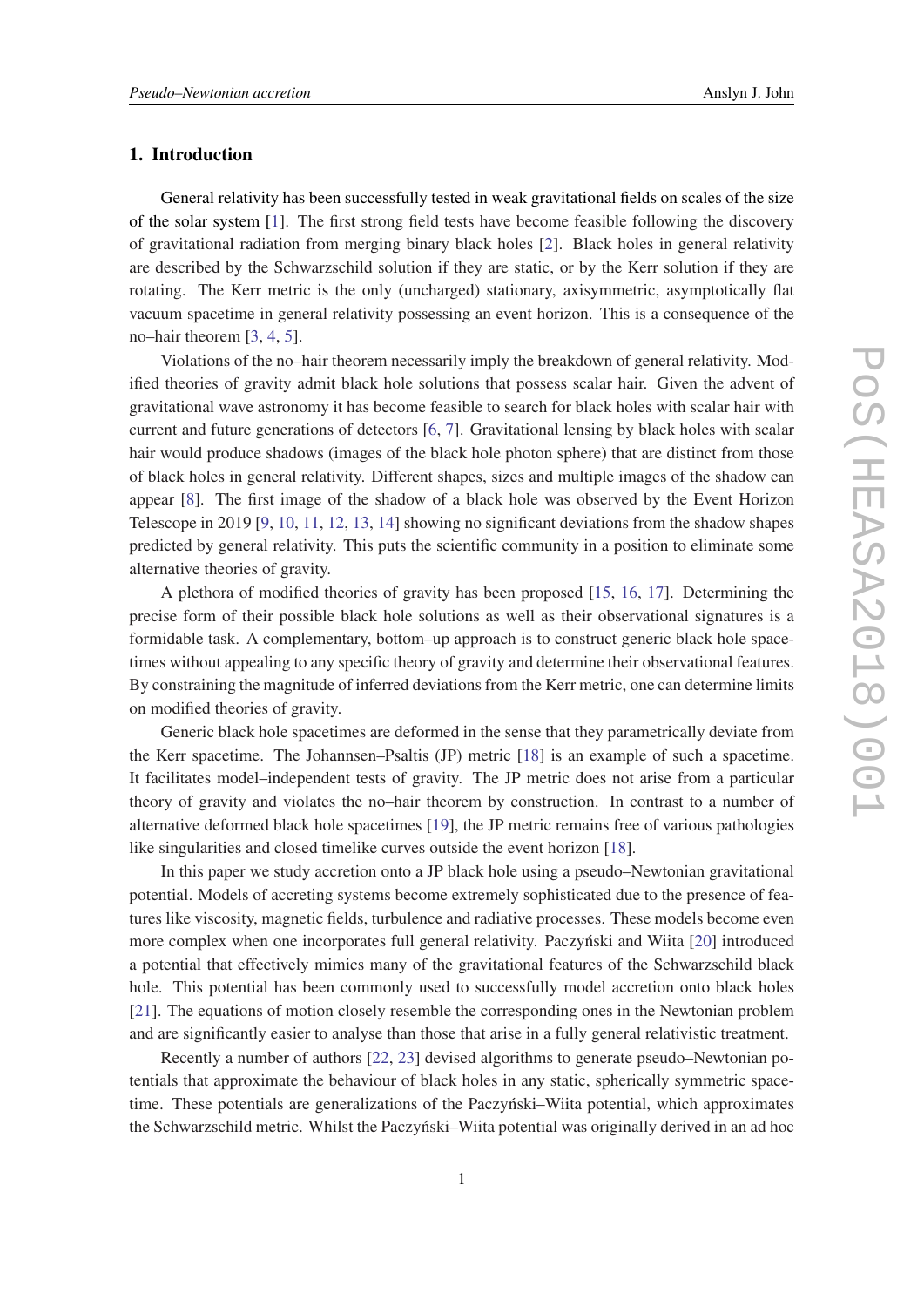## 1. Introduction

General relativity has been successfully tested in weak gravitational fields on scales of the size of the solar system [1]. The first strong field tests have become feasible following the discovery of gravitational radiation from merging binary black holes [2]. Black holes in general relativity are described by the Schwarzschild solution if they are static, or by the Kerr solution if they are rotating. The Kerr metric is the only (uncharged) stationary, axisymmetric, asymptotically flat vacuum spacetime in general relativity possessing an event horizon. This is a consequence of the no–hair theorem [3, 4, 5].

Violations of the no–hair theorem necessarily imply the breakdown of general relativity. Modified theories of gravity admit black hole solutions that possess scalar hair. Given the advent of gravitational wave astronomy it has become feasible to search for black holes with scalar hair with current and future generations of detectors [6, 7]. Gravitational lensing by black holes with scalar hair would produce shadows (images of the black hole photon sphere) that are distinct from those of black holes in general relativity. Different shapes, sizes and multiple images of the shadow can appear [8]. The first image of the shadow of a black hole was observed by the Event Horizon Telescope in 2019 [9, 10, 11, 12, 13, 14] showing no significant deviations from the shadow shapes predicted by general relativity. This puts the scientific community in a position to eliminate some alternative theories of gravity.

A plethora of modified theories of gravity has been proposed [15, 16, 17]. Determining the precise form of their possible black hole solutions as well as their observational signatures is a formidable task. A complementary, bottom–up approach is to construct generic black hole spacetimes without appealing to any specific theory of gravity and determine their observational features. By constraining the magnitude of inferred deviations from the Kerr metric, one can determine limits on modified theories of gravity.

Generic black hole spacetimes are deformed in the sense that they parametrically deviate from the Kerr spacetime. The Johannsen–Psaltis (JP) metric [18] is an example of such a spacetime. It facilitates model–independent tests of gravity. The JP metric does not arise from a particular theory of gravity and violates the no–hair theorem by construction. In contrast to a number of alternative deformed black hole spacetimes [19], the JP metric remains free of various pathologies like singularities and closed timelike curves outside the event horizon [18].

In this paper we study accretion onto a JP black hole using a pseudo–Newtonian gravitational potential. Models of accreting systems become extremely sophisticated due to the presence of features like viscosity, magnetic fields, turbulence and radiative processes. These models become even more complex when one incorporates full general relativity. Paczyński and Wiita [20] introduced a potential that effectively mimics many of the gravitational features of the Schwarzschild black hole. This potential has been commonly used to successfully model accretion onto black holes [21]. The equations of motion closely resemble the corresponding ones in the Newtonian problem and are significantly easier to analyse than those that arise in a fully general relativistic treatment.

Recently a number of authors [22, 23] devised algorithms to generate pseudo–Newtonian potentials that approximate the behaviour of black holes in any static, spherically symmetric spacetime. These potentials are generalizations of the Paczyński–Wiita potential, which approximates the Schwarzschild metric. Whilst the Paczyński–Wiita potential was originally derived in an ad hoc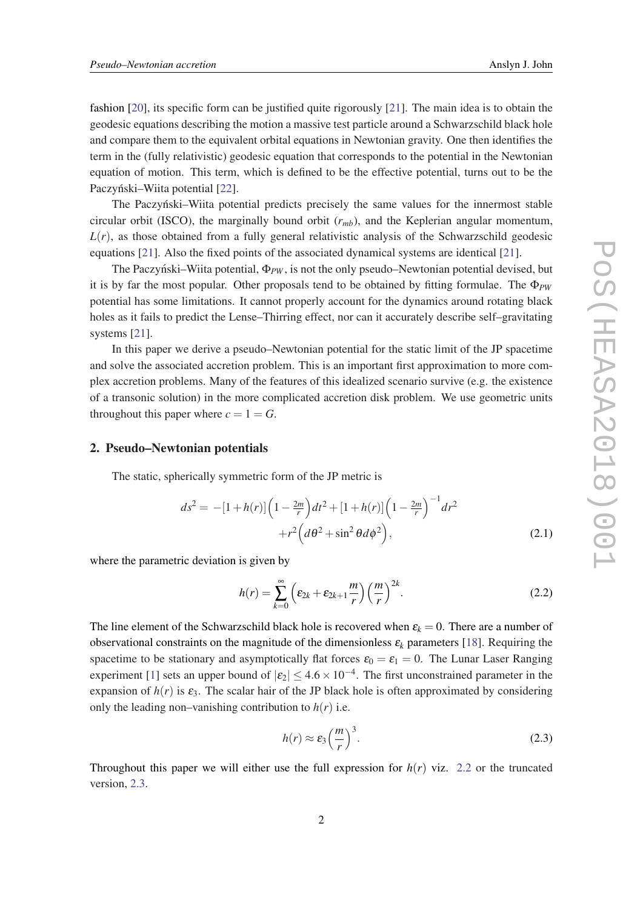fashion [20], its specific form can be justified quite rigorously [21]. The main idea is to obtain the geodesic equations describing the motion a massive test particle around a Schwarzschild black hole and compare them to the equivalent orbital equations in Newtonian gravity. One then identifies the term in the (fully relativistic) geodesic equation that corresponds to the potential in the Newtonian equation of motion. This term, which is defined to be the effective potential, turns out to be the Paczyński–Wiita potential [22].

The Paczyński–Wiita potential predicts precisely the same values for the innermost stable circular orbit (ISCO), the marginally bound orbit ($r_{mb}$), and the Keplerian angular momentum, $L(r)$, as those obtained from a fully general relativistic analysis of the Schwarzschild geodesic equations [21]. Also the fixed points of the associated dynamical systems are identical [21].

The Paczyński–Wiita potential, $\Phi_{PW}$, is not the only pseudo–Newtonian potential devised, but it is by far the most popular. Other proposals tend to be obtained by fitting formulae. The $\Phi_{PW}$ potential has some limitations. It cannot properly account for the dynamics around rotating black holes as it fails to predict the Lense–Thirring effect, nor can it accurately describe self–gravitating systems [21].

In this paper we derive a pseudo–Newtonian potential for the static limit of the JP spacetime and solve the associated accretion problem. This is an important first approximation to more complex accretion problems. Many of the features of this idealized scenario survive (e.g. the existence of a transonic solution) in the more complicated accretion disk problem. We use geometric units throughout this paper where $c = 1 = G$.

## 2. Pseudo–Newtonian potentials

The static, spherically symmetric form of the JP metric is

$$ds^2 = -[1+h(r)]\left(1-\frac{2m}{r}\right)dt^2 + [1+h(r)]\left(1-\frac{2m}{r}\right)^{-1}dr^2 + r^2\left(d\theta^2 + \sin^2\theta\, d\phi^2\right), \tag{2.1}$$

where the parametric deviation is given by

$$h(r) = \sum_{k=0}^{\infty}\left(\varepsilon_{2k} + \varepsilon_{2k+1}\frac{m}{r}\right)\left(\frac{m}{r}\right)^{2k}. \tag{2.2}$$

The line element of the Schwarzschild black hole is recovered when $\varepsilon_k = 0$. There are a number of observational constraints on the magnitude of the dimensionless $\varepsilon_k$ parameters [18]. Requiring the spacetime to be stationary and asymptotically flat forces $\varepsilon_0 = \varepsilon_1 = 0$. The Lunar Laser Ranging experiment [1] sets an upper bound of $|\varepsilon_2| \leq 4.6 \times 10^{-4}$. The first unconstrained parameter in the expansion of $h(r)$ is $\varepsilon_3$. The scalar hair of the JP black hole is often approximated by considering only the leading non–vanishing contribution to $h(r)$ i.e.

$$h(r) \approx \varepsilon_3\left(\frac{m}{r}\right)^3. \tag{2.3}$$

Throughout this paper we will either use the full expression for $h(r)$ viz. 2.2 or the truncated version, 2.3.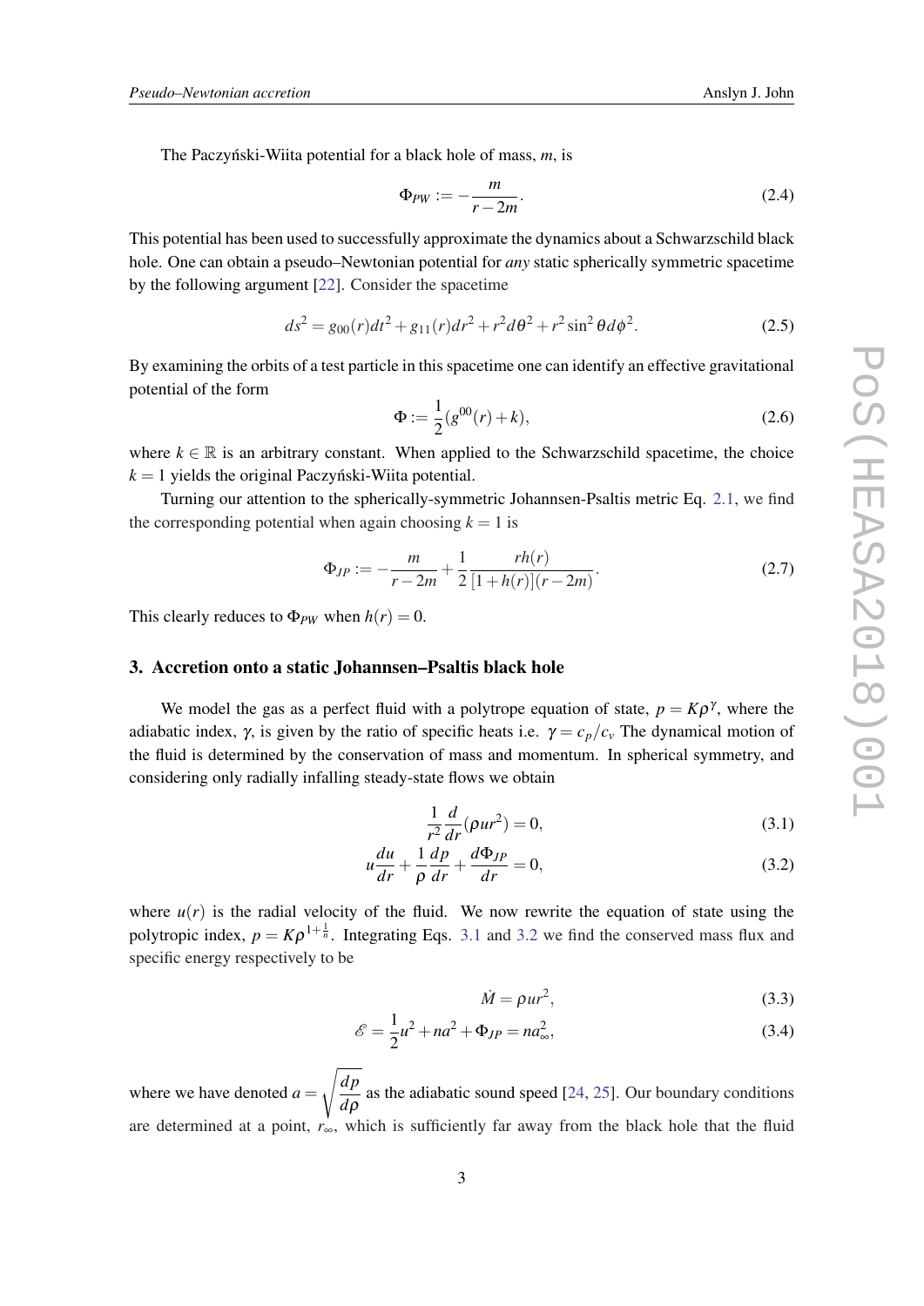The Paczyński-Wiita potential for a black hole of mass, $m$, is

$$\Phi_{PW} := -\frac{m}{r-2m}. \tag{2.4}$$

This potential has been used to successfully approximate the dynamics about a Schwarzschild black hole. One can obtain a pseudo–Newtonian potential for *any* static spherically symmetric spacetime by the following argument [22]. Consider the spacetime

$$ds^2 = g_{00}(r)dt^2 + g_{11}(r)dr^2 + r^2 d\theta^2 + r^2 \sin^2\theta d\phi^2. \tag{2.5}$$

By examining the orbits of a test particle in this spacetime one can identify an effective gravitational potential of the form

$$\Phi := \frac{1}{2}(g^{00}(r) + k), \tag{2.6}$$

where $k \in \mathbb{R}$ is an arbitrary constant. When applied to the Schwarzschild spacetime, the choice $k = 1$ yields the original Paczyński-Wiita potential.

Turning our attention to the spherically-symmetric Johannsen-Psaltis metric Eq. 2.1, we find the corresponding potential when again choosing $k = 1$ is

$$\Phi_{JP} := -\frac{m}{r-2m} + \frac{1}{2}\frac{rh(r)}{[1+h(r)](r-2m)}. \tag{2.7}$$

This clearly reduces to $\Phi_{PW}$ when $h(r) = 0$.

## 3. Accretion onto a static Johannsen–Psaltis black hole

We model the gas as a perfect fluid with a polytrope equation of state, $p = K\rho^{\gamma}$, where the adiabatic index, $\gamma$, is given by the ratio of specific heats i.e. $\gamma = c_p/c_v$ The dynamical motion of the fluid is determined by the conservation of mass and momentum. In spherical symmetry, and considering only radially infalling steady-state flows we obtain

$$\frac{1}{r^2}\frac{d}{dr}(\rho u r^2) = 0, \tag{3.1}$$

$$u\frac{du}{dr} + \frac{1}{\rho}\frac{dp}{dr} + \frac{d\Phi_{JP}}{dr} = 0, \tag{3.2}$$

where $u(r)$ is the radial velocity of the fluid. We now rewrite the equation of state using the polytropic index, $p = K\rho^{1+\frac{1}{n}}$. Integrating Eqs. 3.1 and 3.2 we find the conserved mass flux and specific energy respectively to be

$$\dot{M} = \rho u r^2, \tag{3.3}$$

$$\mathscr{E} = \frac{1}{2}u^2 + na^2 + \Phi_{JP} = na_{\infty}^2, \tag{3.4}$$

where we have denoted $a = \sqrt{\frac{dp}{d\rho}}$ as the adiabatic sound speed [24, 25]. Our boundary conditions are determined at a point, $r_{\infty}$, which is sufficiently far away from the black hole that the fluid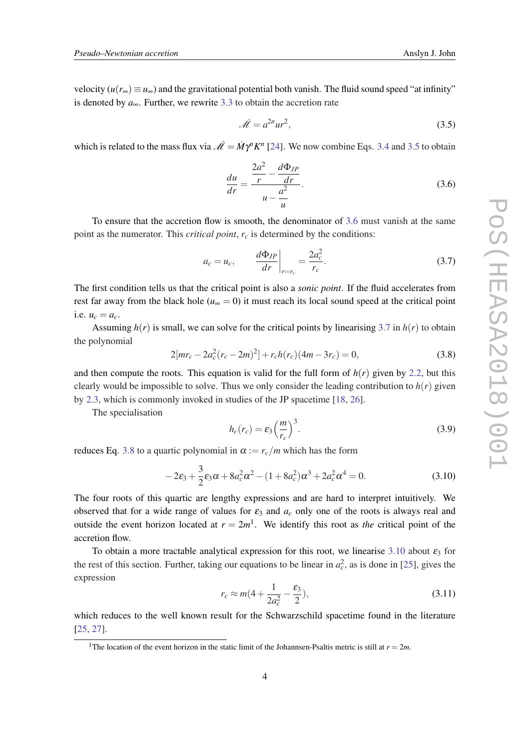velocity ($u(r_\infty) \equiv u_\infty$) and the gravitational potential both vanish. The fluid sound speed "at infinity" is denoted by $a_\infty$. Further, we rewrite 3.3 to obtain the accretion rate

$$\dot{\mathscr{M}} = a^{2n} u r^2, \tag{3.5}$$

which is related to the mass flux via $\dot{\mathscr{M}} = \dot{M} \gamma^n K^n$ [24]. We now combine Eqs. 3.4 and 3.5 to obtain

$$\frac{du}{dr} = \frac{\dfrac{2a^2}{r} - \dfrac{d\Phi_{JP}}{dr}}{u - \dfrac{a^2}{u}}. \tag{3.6}$$

To ensure that the accretion flow is smooth, the denominator of 3.6 must vanish at the same point as the numerator. This *critical point*, $r_c$ is determined by the conditions:

$$a_c = u_c, \qquad \left.\frac{d\Phi_{JP}}{dr}\right|_{r=r_c} = \frac{2a_c^2}{r_c}. \tag{3.7}$$

The first condition tells us that the critical point is also a *sonic point*. If the fluid accelerates from rest far away from the black hole ($u_\infty = 0$) it must reach its local sound speed at the critical point i.e. $u_c = a_c$.

Assuming $h(r)$ is small, we can solve for the critical points by linearising 3.7 in $h(r)$ to obtain the polynomial

$$2[mr_c - 2a_c^2(r_c - 2m)^2] + r_c h(r_c)(4m - 3r_c) = 0, \tag{3.8}$$

and then compute the roots. This equation is valid for the full form of $h(r)$ given by 2.2, but this clearly would be impossible to solve. Thus we only consider the leading contribution to $h(r)$ given by 2.3, which is commonly invoked in studies of the JP spacetime [18, 26].

The specialisation

$$h_c(r_c) = \varepsilon_3 \left(\frac{m}{r_c}\right)^3. \tag{3.9}$$

reduces Eq. 3.8 to a quartic polynomial in $\alpha := r_c/m$ which has the form

$$-2\varepsilon_3 + \frac{3}{2}\varepsilon_3 \alpha + 8a_c^2 \alpha^2 - (1 + 8a_c^2)\alpha^3 + 2a_c^2 \alpha^4 = 0. \tag{3.10}$$

The four roots of this quartic are lengthy expressions and are hard to interpret intuitively. We observed that for a wide range of values for $\varepsilon_3$ and $a_c$ only one of the roots is always real and outside the event horizon located at $r = 2m$[1]. We identify this root as *the* critical point of the accretion flow.

To obtain a more tractable analytical expression for this root, we linearise 3.10 about $\varepsilon_3$ for the rest of this section. Further, taking our equations to be linear in $a_c^2$, as is done in [25], gives the expression

$$r_c \approx m\left(4 + \frac{1}{2a_c^2} - \frac{\varepsilon_3}{2}\right), \tag{3.11}$$

which reduces to the well known result for the Schwarzschild spacetime found in the literature [25, 27].

[1]The location of the event horizon in the static limit of the Johannsen-Psaltis metric is still at $r = 2m$.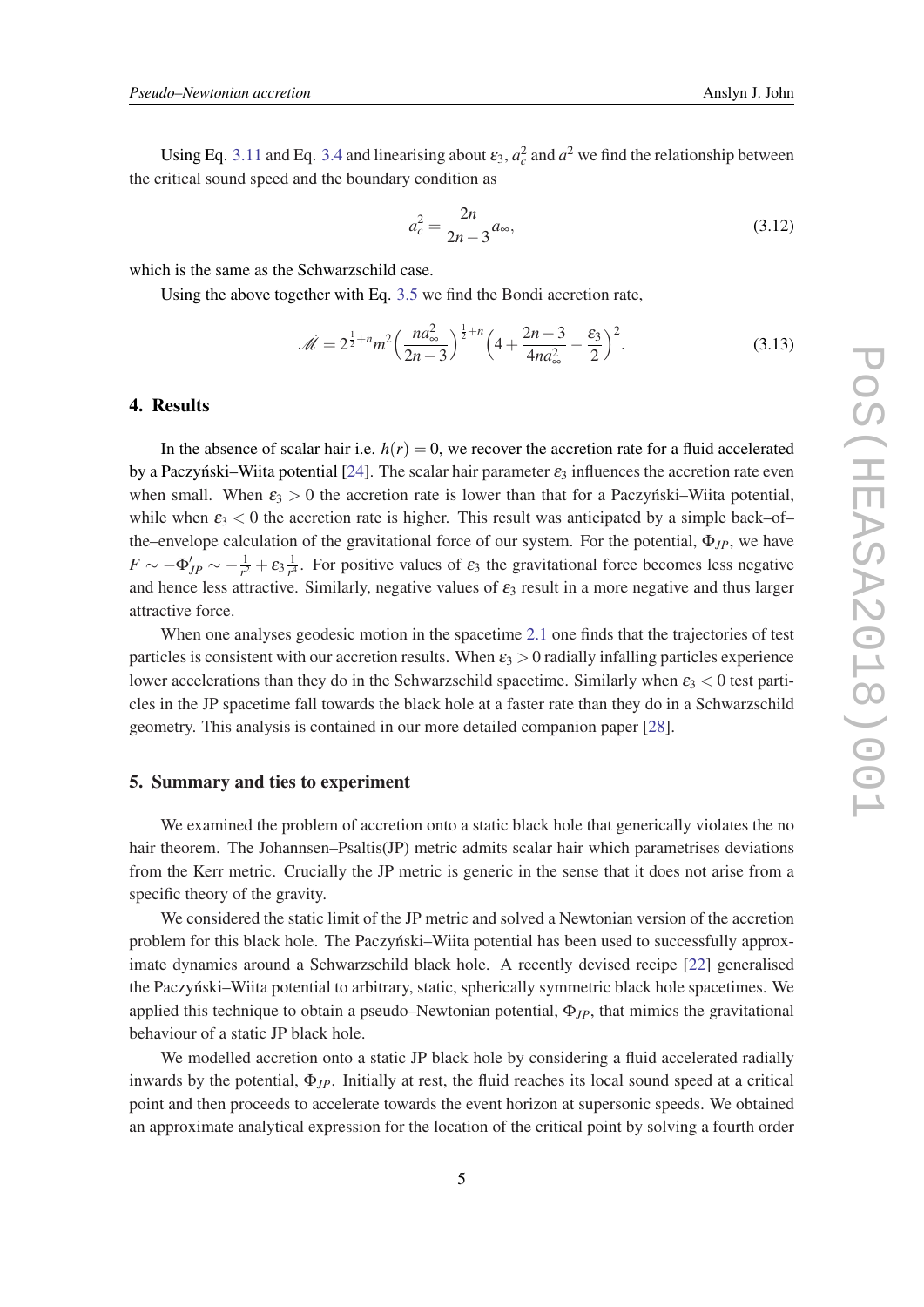Using Eq. 3.11 and Eq. 3.4 and linearising about $\varepsilon_3$, $a_c^2$ and $a^2$ we find the relationship between the critical sound speed and the boundary condition as

$$a_c^2 = \frac{2n}{2n-3} a_\infty, \tag{3.12}$$

which is the same as the Schwarzschild case.

Using the above together with Eq. 3.5 we find the Bondi accretion rate,

$$\mathscr{M} = 2^{\frac{1}{2}+n} m^2 \left( \frac{n a_\infty^2}{2n-3} \right)^{\frac{1}{2}+n} \left( 4 + \frac{2n-3}{4n a_\infty^2} - \frac{\varepsilon_3}{2} \right)^2. \tag{3.13}$$

## 4. Results

In the absence of scalar hair i.e. $h(r) = 0$, we recover the accretion rate for a fluid accelerated by a Paczyński–Wiita potential [24]. The scalar hair parameter $\varepsilon_3$ influences the accretion rate even when small. When $\varepsilon_3 > 0$ the accretion rate is lower than that for a Paczyński–Wiita potential, while when $\varepsilon_3 < 0$ the accretion rate is higher. This result was anticipated by a simple back–of–the–envelope calculation of the gravitational force of our system. For the potential, $\Phi_{JP}$, we have $F \sim -\Phi'_{JP} \sim -\frac{1}{r^2} + \varepsilon_3 \frac{1}{r^4}$. For positive values of $\varepsilon_3$ the gravitational force becomes less negative and hence less attractive. Similarly, negative values of $\varepsilon_3$ result in a more negative and thus larger attractive force.

When one analyses geodesic motion in the spacetime 2.1 one finds that the trajectories of test particles is consistent with our accretion results. When $\varepsilon_3 > 0$ radially infalling particles experience lower accelerations than they do in the Schwarzschild spacetime. Similarly when $\varepsilon_3 < 0$ test particles in the JP spacetime fall towards the black hole at a faster rate than they do in a Schwarzschild geometry. This analysis is contained in our more detailed companion paper [28].

## 5. Summary and ties to experiment

We examined the problem of accretion onto a static black hole that generically violates the no hair theorem. The Johannsen–Psaltis(JP) metric admits scalar hair which parametrises deviations from the Kerr metric. Crucially the JP metric is generic in the sense that it does not arise from a specific theory of the gravity.

We considered the static limit of the JP metric and solved a Newtonian version of the accretion problem for this black hole. The Paczyński–Wiita potential has been used to successfully approximate dynamics around a Schwarzschild black hole. A recently devised recipe [22] generalised the Paczyński–Wiita potential to arbitrary, static, spherically symmetric black hole spacetimes. We applied this technique to obtain a pseudo–Newtonian potential, $\Phi_{JP}$, that mimics the gravitational behaviour of a static JP black hole.

We modelled accretion onto a static JP black hole by considering a fluid accelerated radially inwards by the potential, $\Phi_{JP}$. Initially at rest, the fluid reaches its local sound speed at a critical point and then proceeds to accelerate towards the event horizon at supersonic speeds. We obtained an approximate analytical expression for the location of the critical point by solving a fourth order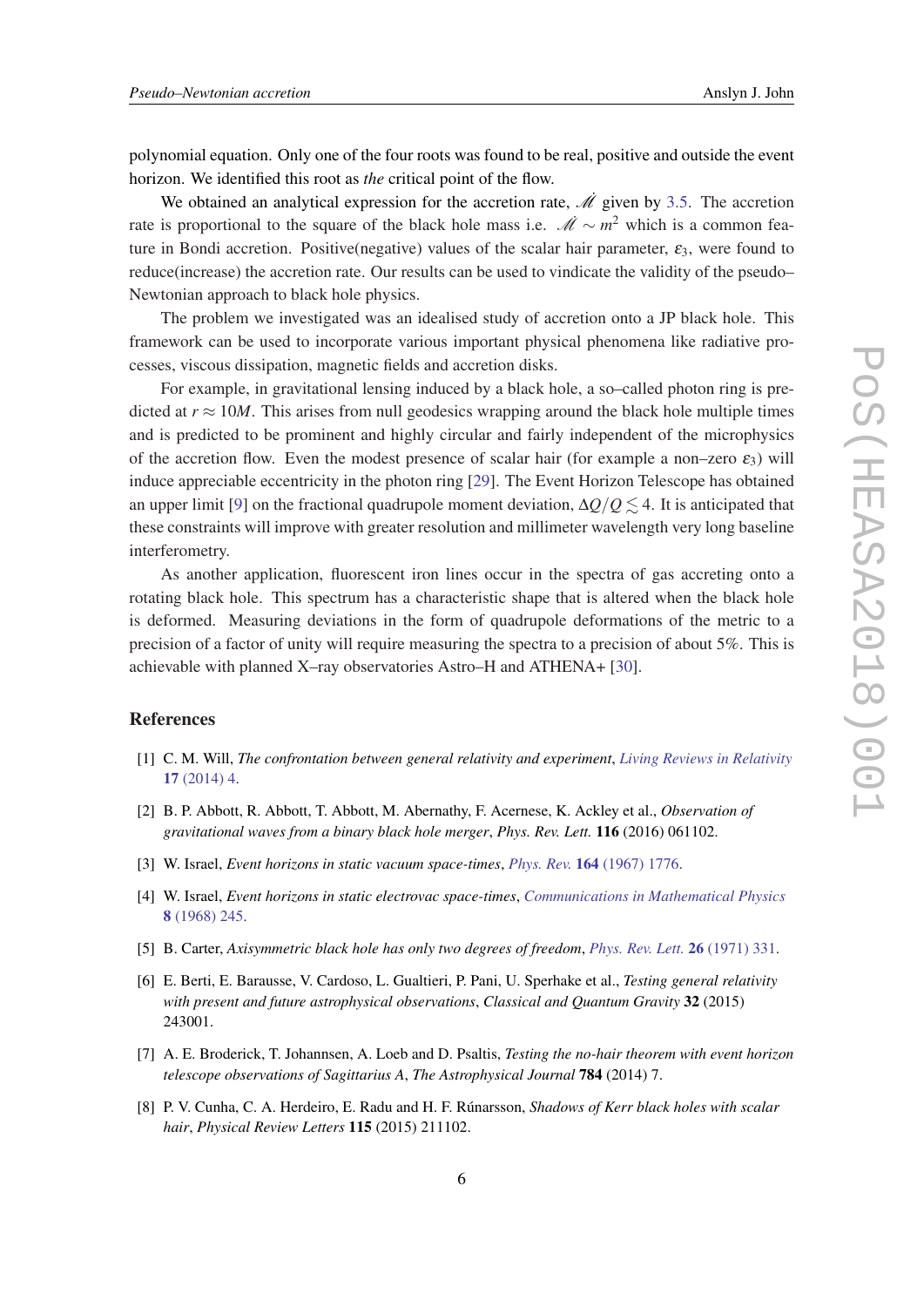polynomial equation. Only one of the four roots was found to be real, positive and outside the event horizon. We identified this root as *the* critical point of the flow.

We obtained an analytical expression for the accretion rate, $\dot{\mathscr{M}}$ given by 3.5. The accretion rate is proportional to the square of the black hole mass i.e. $\dot{\mathscr{M}} \sim m^2$ which is a common feature in Bondi accretion. Positive(negative) values of the scalar hair parameter, $\varepsilon_3$, were found to reduce(increase) the accretion rate. Our results can be used to vindicate the validity of the pseudo–Newtonian approach to black hole physics.

The problem we investigated was an idealised study of accretion onto a JP black hole. This framework can be used to incorporate various important physical phenomena like radiative processes, viscous dissipation, magnetic fields and accretion disks.

For example, in gravitational lensing induced by a black hole, a so–called photon ring is predicted at $r \approx 10M$. This arises from null geodesics wrapping around the black hole multiple times and is predicted to be prominent and highly circular and fairly independent of the microphysics of the accretion flow. Even the modest presence of scalar hair (for example a non–zero $\varepsilon_3$) will induce appreciable eccentricity in the photon ring [29]. The Event Horizon Telescope has obtained an upper limit [9] on the fractional quadrupole moment deviation, $\Delta Q/Q \lesssim 4$. It is anticipated that these constraints will improve with greater resolution and millimeter wavelength very long baseline interferometry.

As another application, fluorescent iron lines occur in the spectra of gas accreting onto a rotating black hole. This spectrum has a characteristic shape that is altered when the black hole is deformed. Measuring deviations in the form of quadrupole deformations of the metric to a precision of a factor of unity will require measuring the spectra to a precision of about 5%. This is achievable with planned X–ray observatories Astro–H and ATHENA+ [30].

## References

[1] C. M. Will, *The confrontation between general relativity and experiment*, *Living Reviews in Relativity* **17** (2014) 4.

[2] B. P. Abbott, R. Abbott, T. Abbott, M. Abernathy, F. Acernese, K. Ackley et al., *Observation of gravitational waves from a binary black hole merger*, *Phys. Rev. Lett.* **116** (2016) 061102.

[3] W. Israel, *Event horizons in static vacuum space-times*, *Phys. Rev.* **164** (1967) 1776.

[4] W. Israel, *Event horizons in static electrovac space-times*, *Communications in Mathematical Physics* **8** (1968) 245.

[5] B. Carter, *Axisymmetric black hole has only two degrees of freedom*, *Phys. Rev. Lett.* **26** (1971) 331.

[6] E. Berti, E. Barausse, V. Cardoso, L. Gualtieri, P. Pani, U. Sperhake et al., *Testing general relativity with present and future astrophysical observations*, *Classical and Quantum Gravity* **32** (2015) 243001.

[7] A. E. Broderick, T. Johannsen, A. Loeb and D. Psaltis, *Testing the no-hair theorem with event horizon telescope observations of Sagittarius A*, *The Astrophysical Journal* **784** (2014) 7.

[8] P. V. Cunha, C. A. Herdeiro, E. Radu and H. F. Rúnarsson, *Shadows of Kerr black holes with scalar hair*, *Physical Review Letters* **115** (2015) 211102.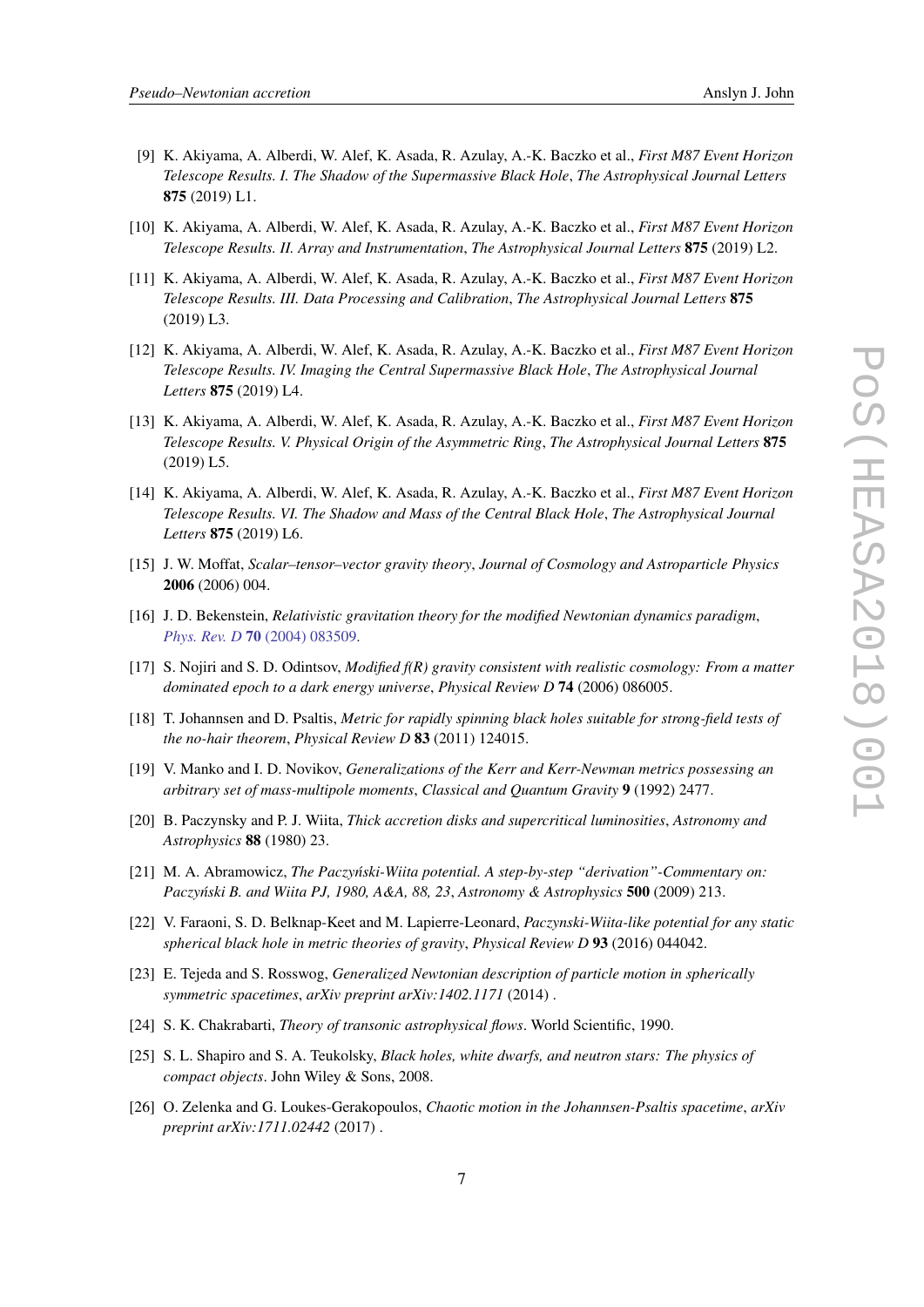[9] K. Akiyama, A. Alberdi, W. Alef, K. Asada, R. Azulay, A.-K. Baczko et al., *First M87 Event Horizon Telescope Results. I. The Shadow of the Supermassive Black Hole*, *The Astrophysical Journal Letters* **875** (2019) L1.

[10] K. Akiyama, A. Alberdi, W. Alef, K. Asada, R. Azulay, A.-K. Baczko et al., *First M87 Event Horizon Telescope Results. II. Array and Instrumentation*, *The Astrophysical Journal Letters* **875** (2019) L2.

[11] K. Akiyama, A. Alberdi, W. Alef, K. Asada, R. Azulay, A.-K. Baczko et al., *First M87 Event Horizon Telescope Results. III. Data Processing and Calibration*, *The Astrophysical Journal Letters* **875** (2019) L3.

[12] K. Akiyama, A. Alberdi, W. Alef, K. Asada, R. Azulay, A.-K. Baczko et al., *First M87 Event Horizon Telescope Results. IV. Imaging the Central Supermassive Black Hole*, *The Astrophysical Journal Letters* **875** (2019) L4.

[13] K. Akiyama, A. Alberdi, W. Alef, K. Asada, R. Azulay, A.-K. Baczko et al., *First M87 Event Horizon Telescope Results. V. Physical Origin of the Asymmetric Ring*, *The Astrophysical Journal Letters* **875** (2019) L5.

[14] K. Akiyama, A. Alberdi, W. Alef, K. Asada, R. Azulay, A.-K. Baczko et al., *First M87 Event Horizon Telescope Results. VI. The Shadow and Mass of the Central Black Hole*, *The Astrophysical Journal Letters* **875** (2019) L6.

[15] J. W. Moffat, *Scalar–tensor–vector gravity theory*, *Journal of Cosmology and Astroparticle Physics* **2006** (2006) 004.

[16] J. D. Bekenstein, *Relativistic gravitation theory for the modified Newtonian dynamics paradigm*, *Phys. Rev. D* **70** (2004) 083509.

[17] S. Nojiri and S. D. Odintsov, *Modified f(R) gravity consistent with realistic cosmology: From a matter dominated epoch to a dark energy universe*, *Physical Review D* **74** (2006) 086005.

[18] T. Johannsen and D. Psaltis, *Metric for rapidly spinning black holes suitable for strong-field tests of the no-hair theorem*, *Physical Review D* **83** (2011) 124015.

[19] V. Manko and I. D. Novikov, *Generalizations of the Kerr and Kerr-Newman metrics possessing an arbitrary set of mass-multipole moments*, *Classical and Quantum Gravity* **9** (1992) 2477.

[20] B. Paczynsky and P. J. Wiita, *Thick accretion disks and supercritical luminosities*, *Astronomy and Astrophysics* **88** (1980) 23.

[21] M. A. Abramowicz, *The Paczyński-Wiita potential. A step-by-step "derivation"-Commentary on: Paczyński B. and Wiita PJ, 1980, A&A, 88, 23*, *Astronomy & Astrophysics* **500** (2009) 213.

[22] V. Faraoni, S. D. Belknap-Keet and M. Lapierre-Leonard, *Paczynski-Wiita-like potential for any static spherical black hole in metric theories of gravity*, *Physical Review D* **93** (2016) 044042.

[23] E. Tejeda and S. Rosswog, *Generalized Newtonian description of particle motion in spherically symmetric spacetimes*, *arXiv preprint arXiv:1402.1171* (2014) .

[24] S. K. Chakrabarti, *Theory of transonic astrophysical flows*. World Scientific, 1990.

[25] S. L. Shapiro and S. A. Teukolsky, *Black holes, white dwarfs, and neutron stars: The physics of compact objects*. John Wiley & Sons, 2008.

[26] O. Zelenka and G. Loukes-Gerakopoulos, *Chaotic motion in the Johannsen-Psaltis spacetime*, *arXiv preprint arXiv:1711.02442* (2017) .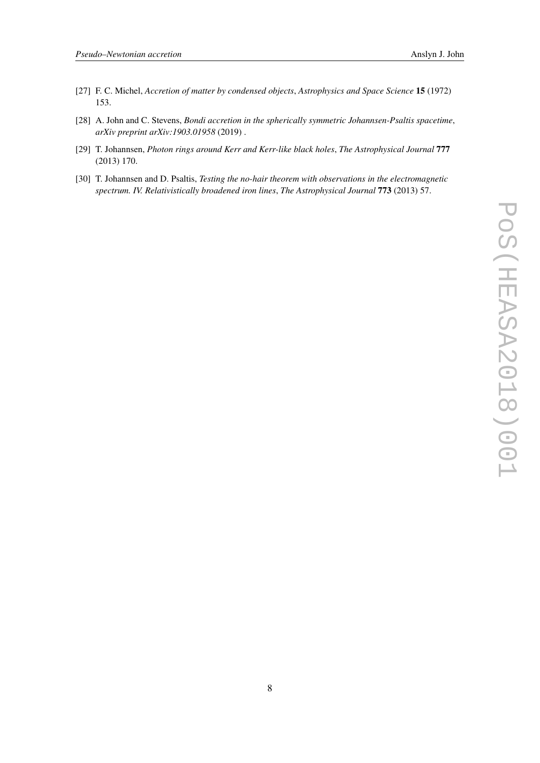[27] F. C. Michel, *Accretion of matter by condensed objects*, *Astrophysics and Space Science* **15** (1972) 153.

[28] A. John and C. Stevens, *Bondi accretion in the spherically symmetric Johannsen-Psaltis spacetime*, *arXiv preprint arXiv:1903.01958* (2019) .

[29] T. Johannsen, *Photon rings around Kerr and Kerr-like black holes*, *The Astrophysical Journal* **777** (2013) 170.

[30] T. Johannsen and D. Psaltis, *Testing the no-hair theorem with observations in the electromagnetic spectrum. IV. Relativistically broadened iron lines*, *The Astrophysical Journal* **773** (2013) 57.